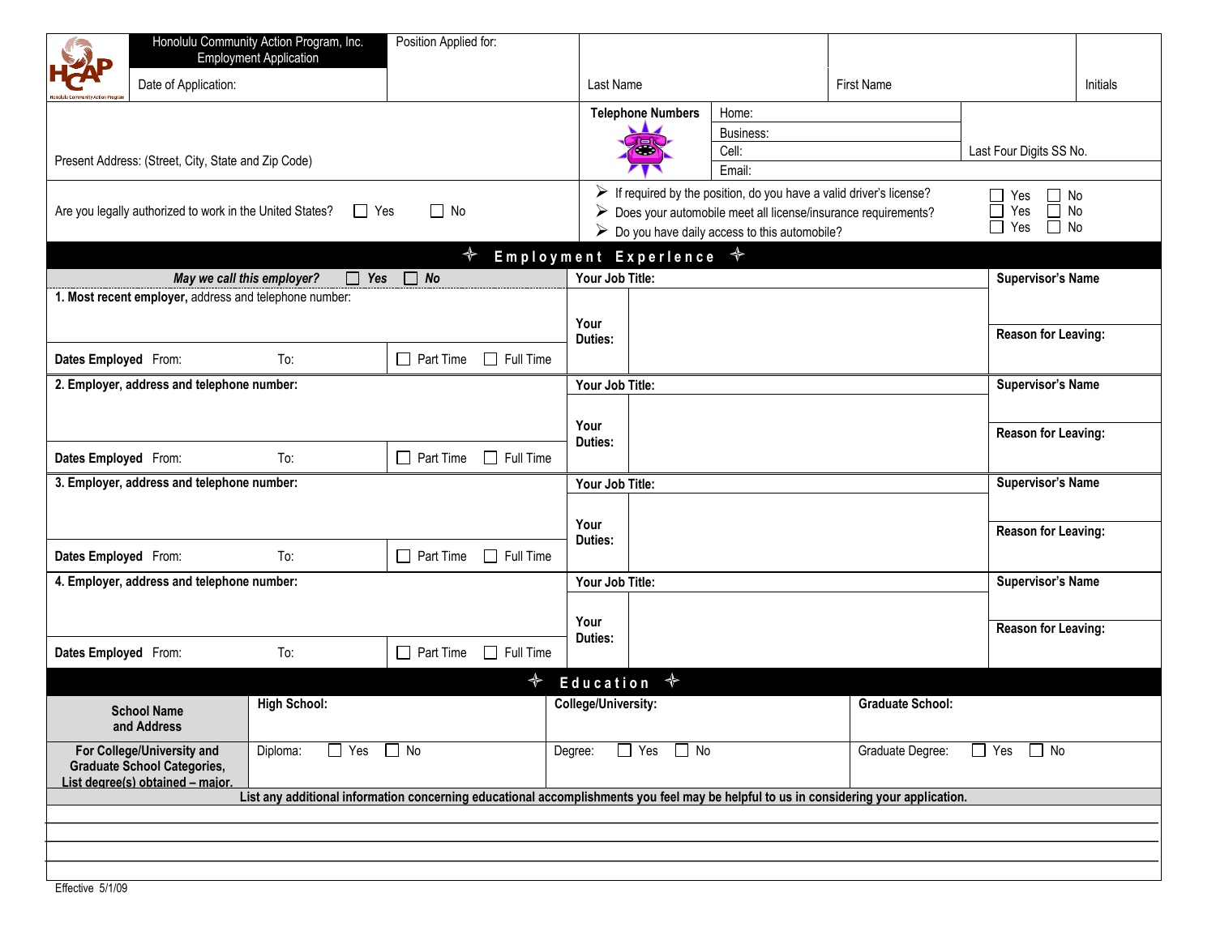**Honolulu Community Action Program, Inc.**
**Employment Application**

| Date of Application: | Position Applied for: | Last Name | First Name | Initials |
|---|---|---|---|---|

| Present Address: (Street, City, State and Zip Code) | Telephone Numbers | Home: | Last Four Digits SS No. |
|---|---|---|---|
| | | Business: | |
| | | Cell: | |
| | | Email: | |

Are you legally authorized to work in the United States? ☐ Yes ☐ No

- If required by the position, do you have a valid driver's license? ☐ Yes ☐ No
- Does your automobile meet all license/insurance requirements? ☐ Yes ☐ No
- Do you have daily access to this automobile? ☐ Yes ☐ No

## Employment Experience

*May we call this employer?* ☐ *Yes* ☐ *No*

| Employer | Your Job Title / Duties | Supervisor / Reason for Leaving |
|---|---|---|
| **1. Most recent employer,** address and telephone number: | **Your Job Title:** | **Supervisor's Name** |
| | **Your Duties:** | **Reason for Leaving:** |
| **Dates Employed** From: To: ☐ Part Time ☐ Full Time | | |
| **2. Employer, address and telephone number:** | **Your Job Title:** | **Supervisor's Name** |
| | **Your Duties:** | **Reason for Leaving:** |
| **Dates Employed** From: To: ☐ Part Time ☐ Full Time | | |
| **3. Employer, address and telephone number:** | **Your Job Title:** | **Supervisor's Name** |
| | **Your Duties:** | **Reason for Leaving:** |
| **Dates Employed** From: To: ☐ Part Time ☐ Full Time | | |
| **4. Employer, address and telephone number:** | **Your Job Title:** | **Supervisor's Name** |
| | **Your Duties:** | **Reason for Leaving:** |
| **Dates Employed** From: To: ☐ Part Time ☐ Full Time | | |

## Education

| | | | |
|---|---|---|---|
| **School Name and Address** | **High School:** | **College/University:** | **Graduate School:** |
| **For College/University and Graduate School Categories, List degree(s) obtained – major.** | Diploma: ☐ Yes ☐ No | Degree: ☐ Yes ☐ No | Graduate Degree: ☐ Yes ☐ No |

**List any additional information concerning educational accomplishments you feel may be helpful to us in considering your application.**

Effective 5/1/09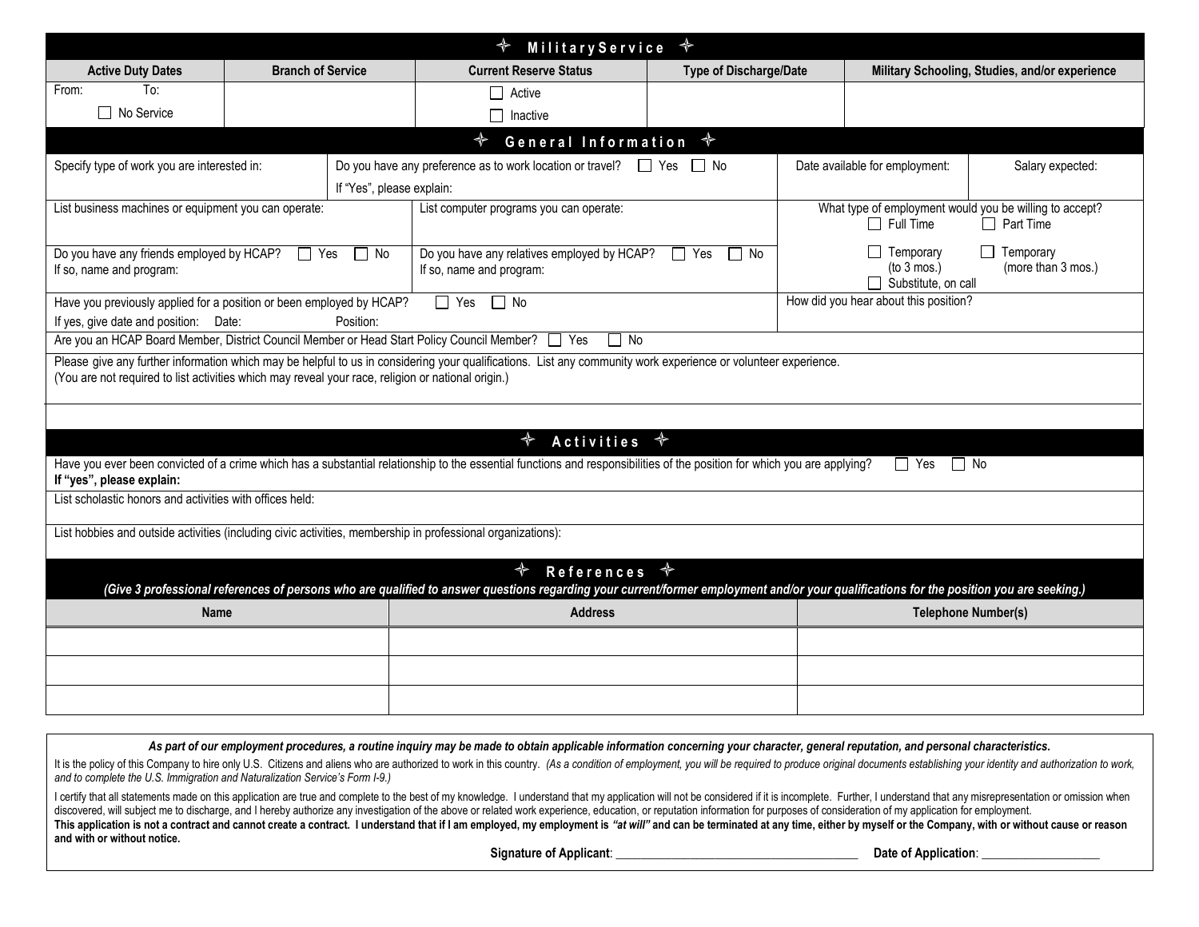## ✧ Military Service ✧

| Active Duty Dates | Branch of Service | Current Reserve Status | Type of Discharge/Date | Military Schooling, Studies, and/or experience |
|---|---|---|---|---|
| From: To: ☐ No Service | | ☐ Active ☐ Inactive | | |

## ✧ General Information ✧

| | | | |
|---|---|---|---|
| Specify type of work you are interested in: | Do you have any preference as to work location or travel? ☐ Yes ☐ No If "Yes", please explain: | Date available for employment: | Salary expected: |
| List business machines or equipment you can operate: | List computer programs you can operate: | What type of employment would you be willing to accept? ☐ Full Time ☐ Part Time ☐ Temporary (to 3 mos.) ☐ Temporary (more than 3 mos.) ☐ Substitute, on call | |
| Do you have any friends employed by HCAP? ☐ Yes ☐ No If so, name and program: | Do you have any relatives employed by HCAP? ☐ Yes ☐ No If so, name and program: | | |
| Have you previously applied for a position or been employed by HCAP? ☐ Yes ☐ No If yes, give date and position: Date: Position: | | How did you hear about this position? | |

Are you an HCAP Board Member, District Council Member or Head Start Policy Council Member? ☐ Yes ☐ No

Please give any further information which may be helpful to us in considering your qualifications. List any community work experience or volunteer experience.
(You are not required to list activities which may reveal your race, religion or national origin.)

## ✧ Activities ✧

Have you ever been convicted of a crime which has a substantial relationship to the essential functions and responsibilities of the position for which you are applying? ☐ Yes ☐ No
**If "yes", please explain:**

List scholastic honors and activities with offices held:

List hobbies and outside activities (including civic activities, membership in professional organizations):

## ✧ References ✧

***(Give 3 professional references of persons who are qualified to answer questions regarding your current/former employment and/or your qualifications for the position you are seeking.)***

| Name | Address | Telephone Number(s) |
|---|---|---|
| | | |
| | | |
| | | |

***As part of our employment procedures, a routine inquiry may be made to obtain applicable information concerning your character, general reputation, and personal characteristics.***

It is the policy of this Company to hire only U.S. Citizens and aliens who are authorized to work in this country. *(As a condition of employment, you will be required to produce original documents establishing your identity and authorization to work, and to complete the U.S. Immigration and Naturalization Service's Form I-9.)*

I certify that all statements made on this application are true and complete to the best of my knowledge. I understand that my application will not be considered if it is incomplete. Further, I understand that any misrepresentation or omission when discovered, will subject me to discharge, and I hereby authorize any investigation of the above or related work experience, education, or reputation information for purposes of consideration of my application for employment.
**This application is not a contract and cannot create a contract. I understand that if I am employed, my employment is *"at will"* and can be terminated at any time, either by myself or the Company, with or without cause or reason and with or without notice.**

**Signature of Applicant**: ______________________________ **Date of Application**: ______________